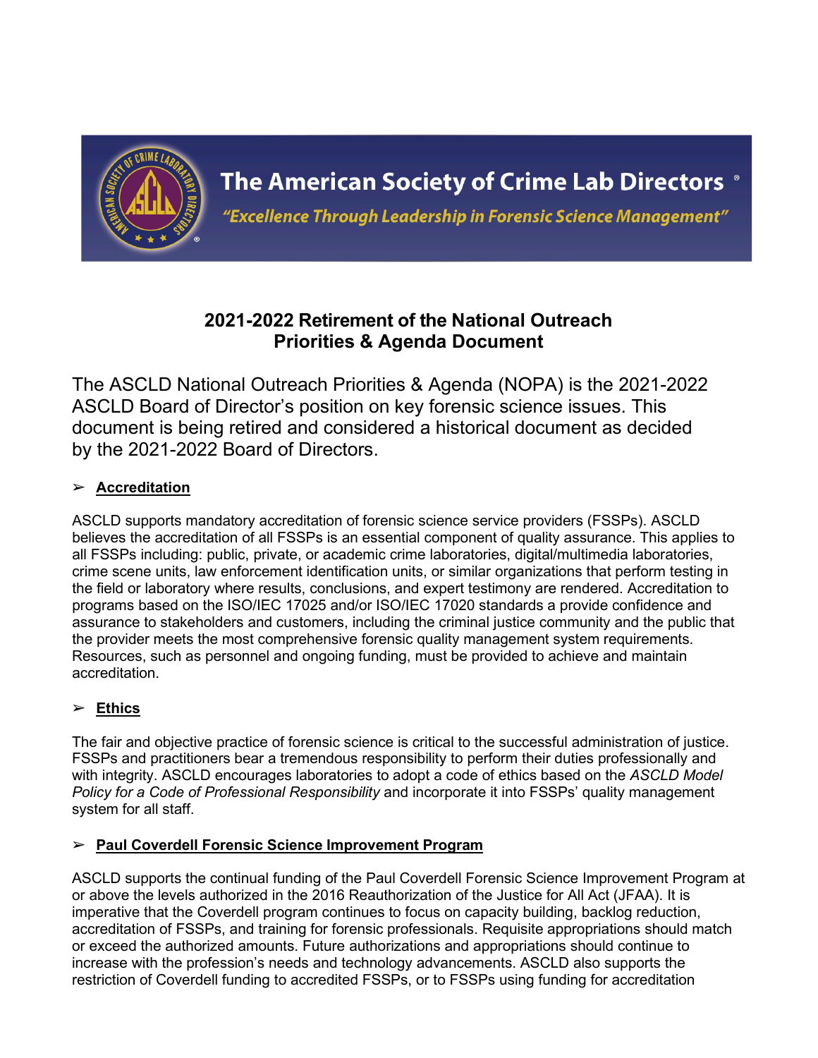The American Society of Crime Lab Directors®

*"Excellence Through Leadership in Forensic Science Management"*

# 2021-2022 Retirement of the National Outreach Priorities & Agenda Document

The ASCLD National Outreach Priorities & Agenda (NOPA) is the 2021-2022 ASCLD Board of Director's position on key forensic science issues. This document is being retired and considered a historical document as decided by the 2021-2022 Board of Directors.

## ➢ Accreditation

ASCLD supports mandatory accreditation of forensic science service providers (FSSPs). ASCLD believes the accreditation of all FSSPs is an essential component of quality assurance. This applies to all FSSPs including: public, private, or academic crime laboratories, digital/multimedia laboratories, crime scene units, law enforcement identification units, or similar organizations that perform testing in the field or laboratory where results, conclusions, and expert testimony are rendered. Accreditation to programs based on the ISO/IEC 17025 and/or ISO/IEC 17020 standards a provide confidence and assurance to stakeholders and customers, including the criminal justice community and the public that the provider meets the most comprehensive forensic quality management system requirements. Resources, such as personnel and ongoing funding, must be provided to achieve and maintain accreditation.

## ➢ Ethics

The fair and objective practice of forensic science is critical to the successful administration of justice. FSSPs and practitioners bear a tremendous responsibility to perform their duties professionally and with integrity. ASCLD encourages laboratories to adopt a code of ethics based on the *ASCLD Model Policy for a Code of Professional Responsibility* and incorporate it into FSSPs' quality management system for all staff.

## ➢ Paul Coverdell Forensic Science Improvement Program

ASCLD supports the continual funding of the Paul Coverdell Forensic Science Improvement Program at or above the levels authorized in the 2016 Reauthorization of the Justice for All Act (JFAA). It is imperative that the Coverdell program continues to focus on capacity building, backlog reduction, accreditation of FSSPs, and training for forensic professionals. Requisite appropriations should match or exceed the authorized amounts. Future authorizations and appropriations should continue to increase with the profession's needs and technology advancements. ASCLD also supports the restriction of Coverdell funding to accredited FSSPs, or to FSSPs using funding for accreditation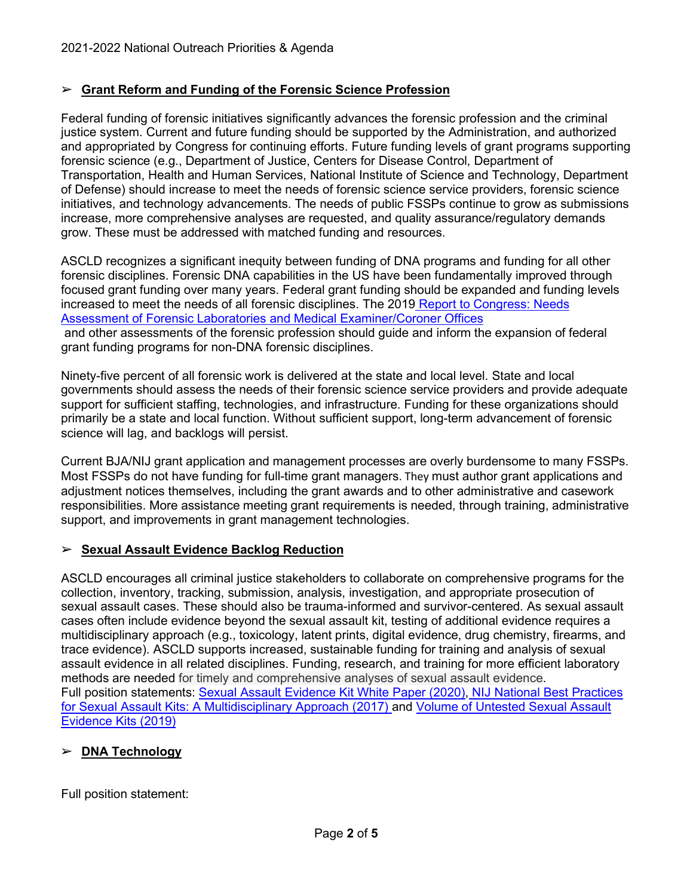## ➢ Grant Reform and Funding of the Forensic Science Profession

Federal funding of forensic initiatives significantly advances the forensic profession and the criminal justice system. Current and future funding should be supported by the Administration, and authorized and appropriated by Congress for continuing efforts. Future funding levels of grant programs supporting forensic science (e.g., Department of Justice, Centers for Disease Control, Department of Transportation, Health and Human Services, National Institute of Science and Technology, Department of Defense) should increase to meet the needs of forensic science service providers, forensic science initiatives, and technology advancements. The needs of public FSSPs continue to grow as submissions increase, more comprehensive analyses are requested, and quality assurance/regulatory demands grow. These must be addressed with matched funding and resources.

ASCLD recognizes a significant inequity between funding of DNA programs and funding for all other forensic disciplines. Forensic DNA capabilities in the US have been fundamentally improved through focused grant funding over many years. Federal grant funding should be expanded and funding levels increased to meet the needs of all forensic disciplines. The 2019 Report to Congress: Needs Assessment of Forensic Laboratories and Medical Examiner/Coroner Offices and other assessments of the forensic profession should guide and inform the expansion of federal grant funding programs for non-DNA forensic disciplines.

Ninety-five percent of all forensic work is delivered at the state and local level. State and local governments should assess the needs of their forensic science service providers and provide adequate support for sufficient staffing, technologies, and infrastructure. Funding for these organizations should primarily be a state and local function. Without sufficient support, long-term advancement of forensic science will lag, and backlogs will persist.

Current BJA/NIJ grant application and management processes are overly burdensome to many FSSPs. Most FSSPs do not have funding for full-time grant managers. They must author grant applications and adjustment notices themselves, including the grant awards and to other administrative and casework responsibilities. More assistance meeting grant requirements is needed, through training, administrative support, and improvements in grant management technologies.

## ➢ Sexual Assault Evidence Backlog Reduction

ASCLD encourages all criminal justice stakeholders to collaborate on comprehensive programs for the collection, inventory, tracking, submission, analysis, investigation, and appropriate prosecution of sexual assault cases. These should also be trauma-informed and survivor-centered. As sexual assault cases often include evidence beyond the sexual assault kit, testing of additional evidence requires a multidisciplinary approach (e.g., toxicology, latent prints, digital evidence, drug chemistry, firearms, and trace evidence). ASCLD supports increased, sustainable funding for training and analysis of sexual assault evidence in all related disciplines. Funding, research, and training for more efficient laboratory methods are needed for timely and comprehensive analyses of sexual assault evidence.
Full position statements: Sexual Assault Evidence Kit White Paper (2020), NIJ National Best Practices for Sexual Assault Kits: A Multidisciplinary Approach (2017) and Volume of Untested Sexual Assault Evidence Kits (2019)

## ➢ DNA Technology

Full position statement: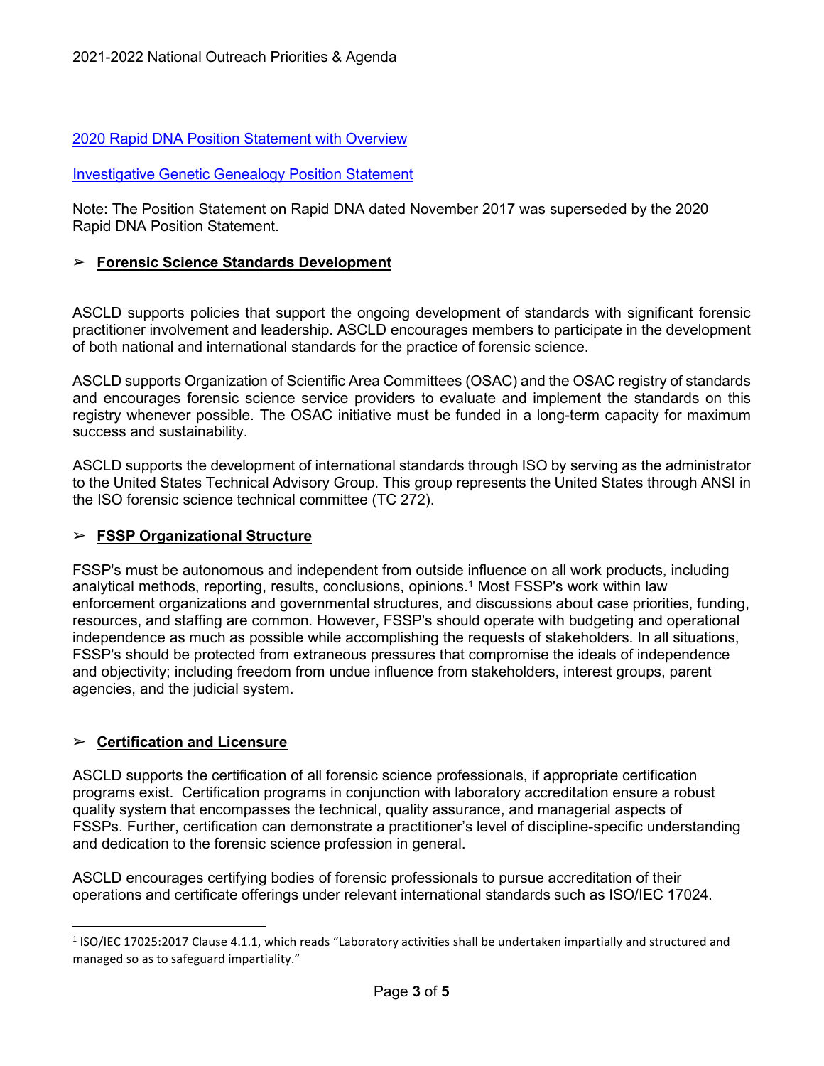[2020 Rapid DNA Position Statement with Overview](#)

[Investigative Genetic Genealogy Position Statement](#)

Note: The Position Statement on Rapid DNA dated November 2017 was superseded by the 2020 Rapid DNA Position Statement.

## ➢ **Forensic Science Standards Development**

ASCLD supports policies that support the ongoing development of standards with significant forensic practitioner involvement and leadership. ASCLD encourages members to participate in the development of both national and international standards for the practice of forensic science.

ASCLD supports Organization of Scientific Area Committees (OSAC) and the OSAC registry of standards and encourages forensic science service providers to evaluate and implement the standards on this registry whenever possible. The OSAC initiative must be funded in a long-term capacity for maximum success and sustainability.

ASCLD supports the development of international standards through ISO by serving as the administrator to the United States Technical Advisory Group. This group represents the United States through ANSI in the ISO forensic science technical committee (TC 272).

## ➢ **FSSP Organizational Structure**

FSSP's must be autonomous and independent from outside influence on all work products, including analytical methods, reporting, results, conclusions, opinions.[1] Most FSSP's work within law enforcement organizations and governmental structures, and discussions about case priorities, funding, resources, and staffing are common. However, FSSP's should operate with budgeting and operational independence as much as possible while accomplishing the requests of stakeholders. In all situations, FSSP's should be protected from extraneous pressures that compromise the ideals of independence and objectivity; including freedom from undue influence from stakeholders, interest groups, parent agencies, and the judicial system.

## ➢ **Certification and Licensure**

ASCLD supports the certification of all forensic science professionals, if appropriate certification programs exist. Certification programs in conjunction with laboratory accreditation ensure a robust quality system that encompasses the technical, quality assurance, and managerial aspects of FSSPs. Further, certification can demonstrate a practitioner's level of discipline-specific understanding and dedication to the forensic science profession in general.

ASCLD encourages certifying bodies of forensic professionals to pursue accreditation of their operations and certificate offerings under relevant international standards such as ISO/IEC 17024.

---

[1] ISO/IEC 17025:2017 Clause 4.1.1, which reads "Laboratory activities shall be undertaken impartially and structured and managed so as to safeguard impartiality."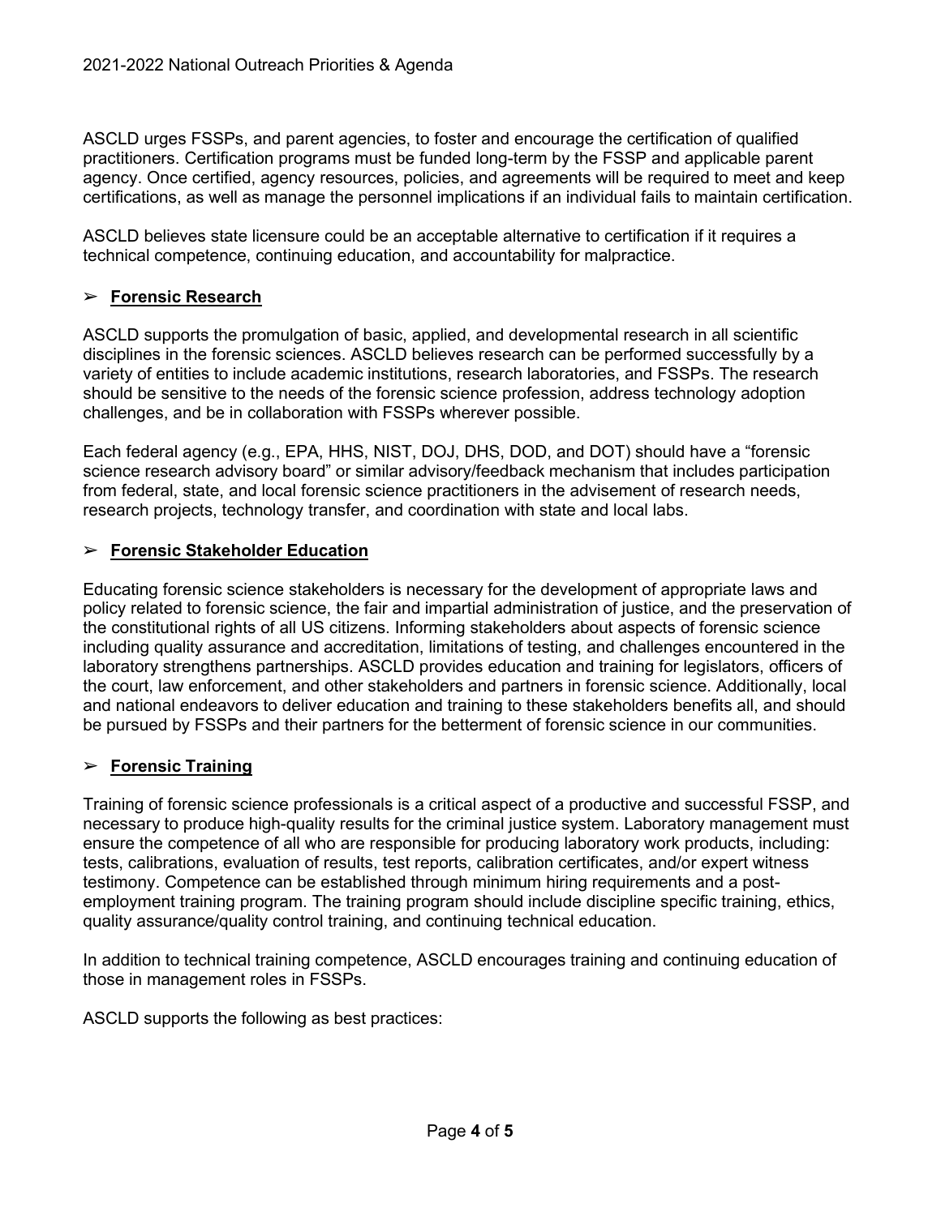ASCLD urges FSSPs, and parent agencies, to foster and encourage the certification of qualified practitioners. Certification programs must be funded long-term by the FSSP and applicable parent agency. Once certified, agency resources, policies, and agreements will be required to meet and keep certifications, as well as manage the personnel implications if an individual fails to maintain certification.

ASCLD believes state licensure could be an acceptable alternative to certification if it requires a technical competence, continuing education, and accountability for malpractice.

## ➢ **Forensic Research**

ASCLD supports the promulgation of basic, applied, and developmental research in all scientific disciplines in the forensic sciences. ASCLD believes research can be performed successfully by a variety of entities to include academic institutions, research laboratories, and FSSPs. The research should be sensitive to the needs of the forensic science profession, address technology adoption challenges, and be in collaboration with FSSPs wherever possible.

Each federal agency (e.g., EPA, HHS, NIST, DOJ, DHS, DOD, and DOT) should have a "forensic science research advisory board" or similar advisory/feedback mechanism that includes participation from federal, state, and local forensic science practitioners in the advisement of research needs, research projects, technology transfer, and coordination with state and local labs.

## ➢ **Forensic Stakeholder Education**

Educating forensic science stakeholders is necessary for the development of appropriate laws and policy related to forensic science, the fair and impartial administration of justice, and the preservation of the constitutional rights of all US citizens. Informing stakeholders about aspects of forensic science including quality assurance and accreditation, limitations of testing, and challenges encountered in the laboratory strengthens partnerships. ASCLD provides education and training for legislators, officers of the court, law enforcement, and other stakeholders and partners in forensic science. Additionally, local and national endeavors to deliver education and training to these stakeholders benefits all, and should be pursued by FSSPs and their partners for the betterment of forensic science in our communities.

## ➢ **Forensic Training**

Training of forensic science professionals is a critical aspect of a productive and successful FSSP, and necessary to produce high-quality results for the criminal justice system. Laboratory management must ensure the competence of all who are responsible for producing laboratory work products, including: tests, calibrations, evaluation of results, test reports, calibration certificates, and/or expert witness testimony. Competence can be established through minimum hiring requirements and a post-employment training program. The training program should include discipline specific training, ethics, quality assurance/quality control training, and continuing technical education.

In addition to technical training competence, ASCLD encourages training and continuing education of those in management roles in FSSPs.

ASCLD supports the following as best practices: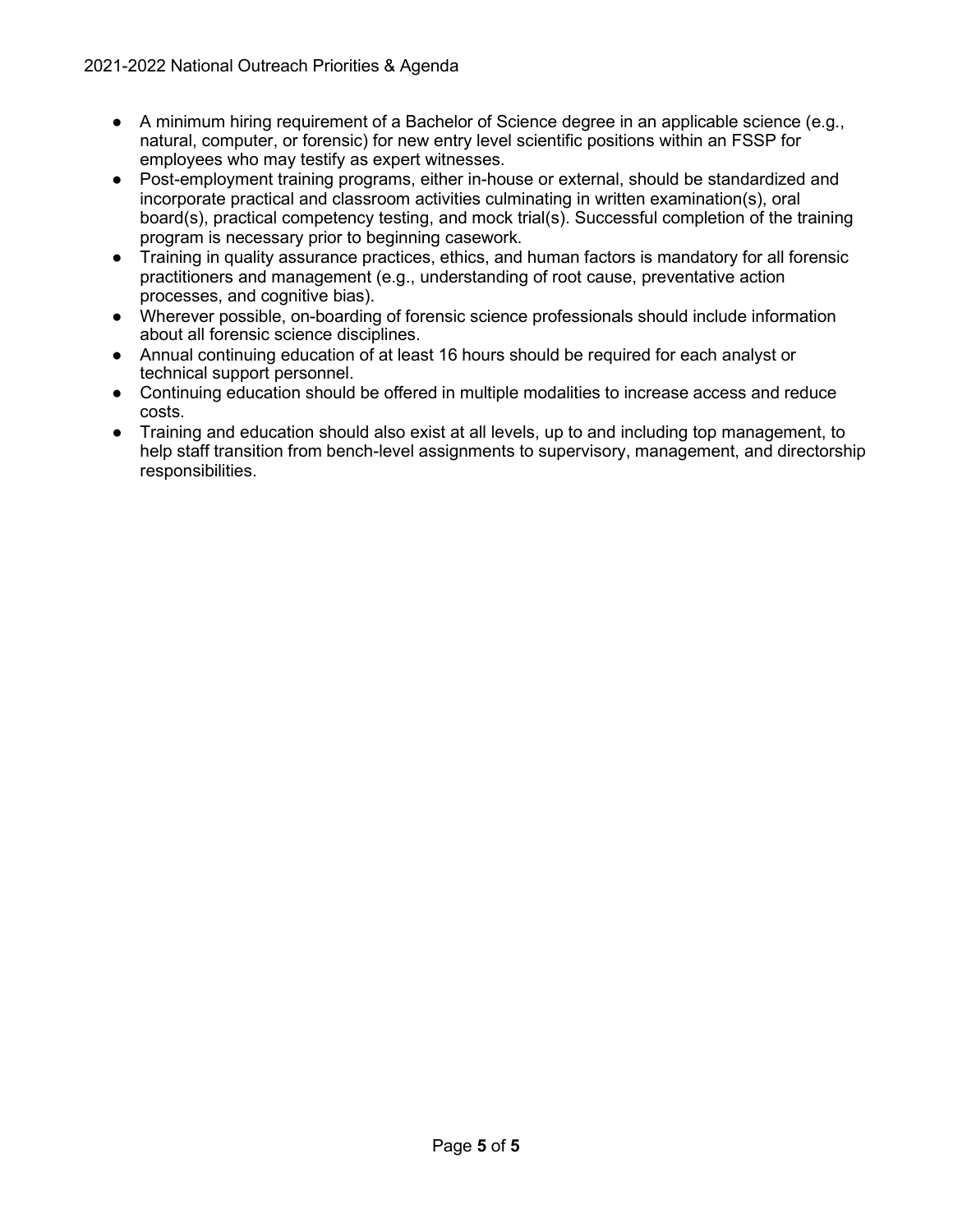- A minimum hiring requirement of a Bachelor of Science degree in an applicable science (e.g., natural, computer, or forensic) for new entry level scientific positions within an FSSP for employees who may testify as expert witnesses.
- Post-employment training programs, either in-house or external, should be standardized and incorporate practical and classroom activities culminating in written examination(s), oral board(s), practical competency testing, and mock trial(s). Successful completion of the training program is necessary prior to beginning casework.
- Training in quality assurance practices, ethics, and human factors is mandatory for all forensic practitioners and management (e.g., understanding of root cause, preventative action processes, and cognitive bias).
- Wherever possible, on-boarding of forensic science professionals should include information about all forensic science disciplines.
- Annual continuing education of at least 16 hours should be required for each analyst or technical support personnel.
- Continuing education should be offered in multiple modalities to increase access and reduce costs.
- Training and education should also exist at all levels, up to and including top management, to help staff transition from bench-level assignments to supervisory, management, and directorship responsibilities.